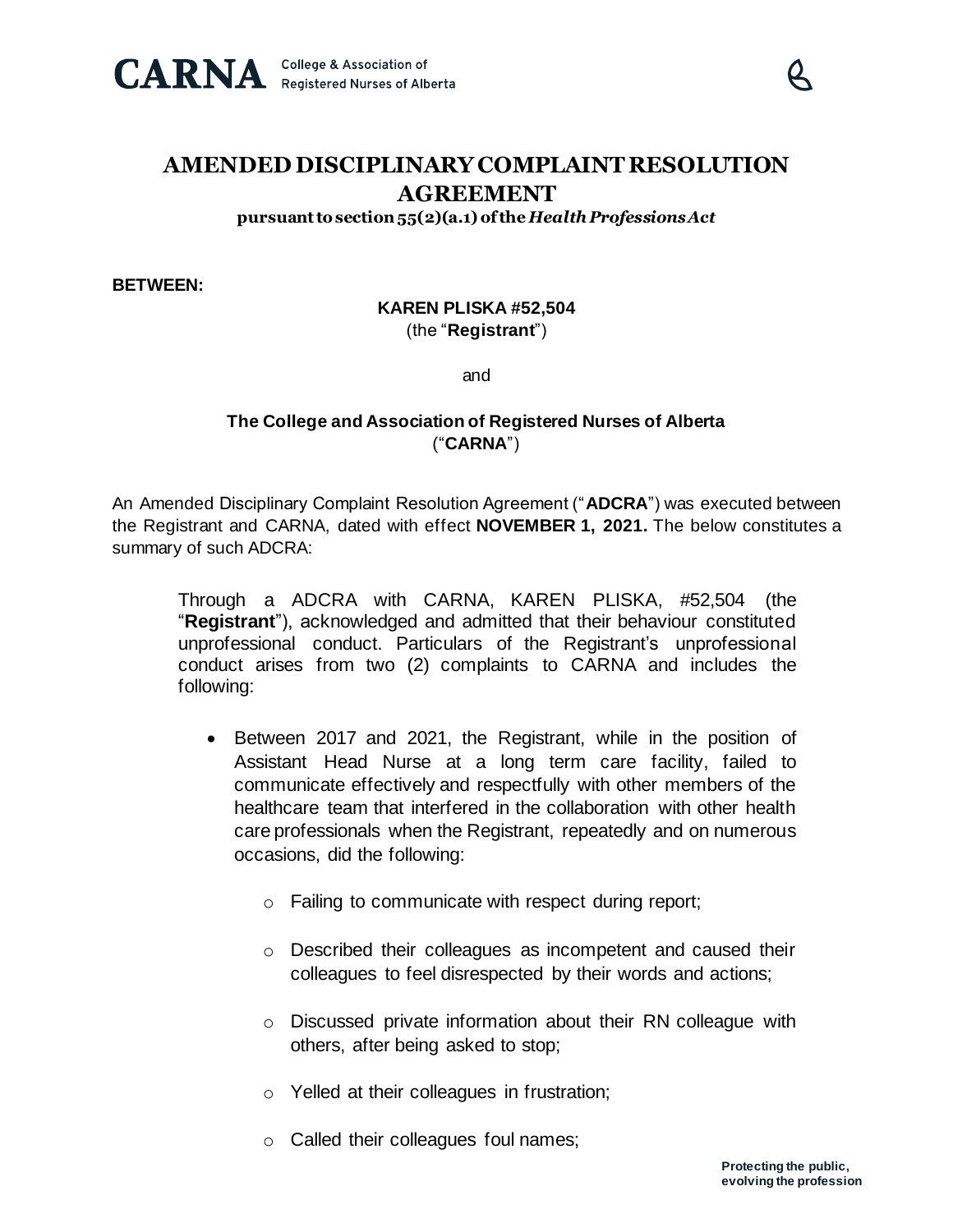CARNA College & Association of Registered Nurses of Alberta

# AMENDED DISCIPLINARY COMPLAINT RESOLUTION AGREEMENT

**pursuant to section 55(2)(a.1) of the *Health Professions Act***

**BETWEEN:**

**KAREN PLISKA #52,504**
(the "**Registrant**")

and

**The College and Association of Registered Nurses of Alberta**
("**CARNA**")

An Amended Disciplinary Complaint Resolution Agreement ("**ADCRA**") was executed between the Registrant and CARNA, dated with effect **NOVEMBER 1, 2021.** The below constitutes a summary of such ADCRA:

> Through a ADCRA with CARNA, KAREN PLISKA, #52,504 (the "**Registrant**"), acknowledged and admitted that their behaviour constituted unprofessional conduct. Particulars of the Registrant's unprofessional conduct arises from two (2) complaints to CARNA and includes the following:
>
> - Between 2017 and 2021, the Registrant, while in the position of Assistant Head Nurse at a long term care facility, failed to communicate effectively and respectfully with other members of the healthcare team that interfered in the collaboration with other health care professionals when the Registrant, repeatedly and on numerous occasions, did the following:
>     - Failing to communicate with respect during report;
>     - Described their colleagues as incompetent and caused their colleagues to feel disrespected by their words and actions;
>     - Discussed private information about their RN colleague with others, after being asked to stop;
>     - Yelled at their colleagues in frustration;
>     - Called their colleagues foul names;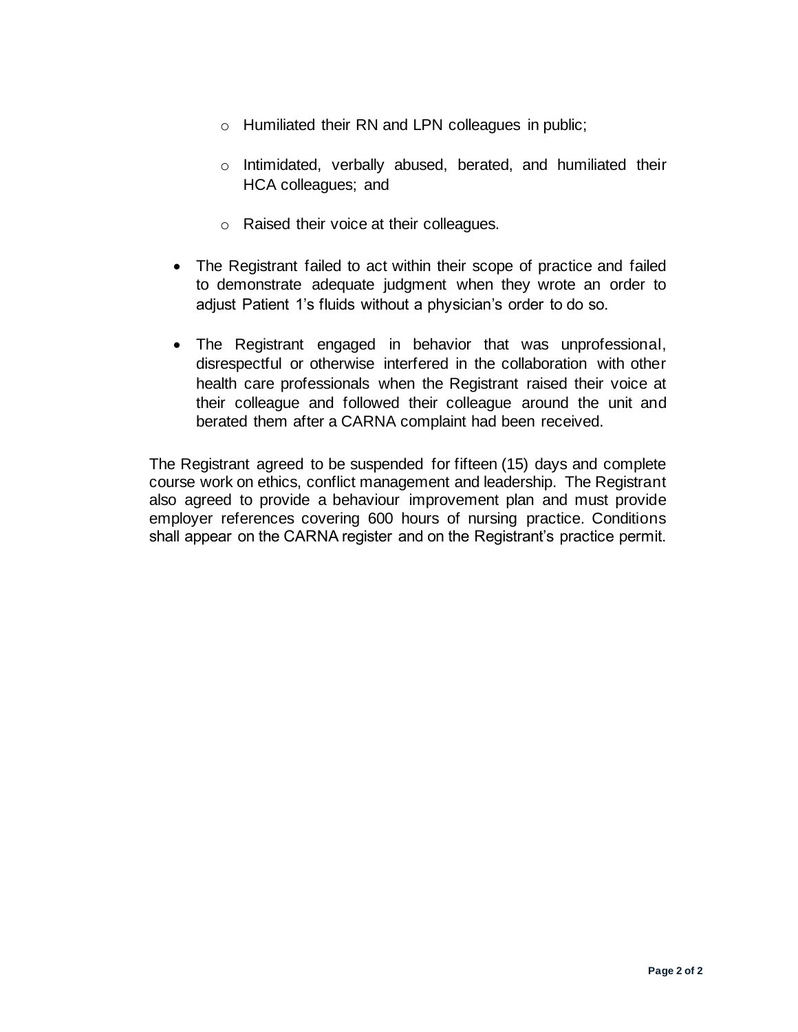- Humiliated their RN and LPN colleagues in public;
  - Intimidated, verbally abused, berated, and humiliated their HCA colleagues; and
  - Raised their voice at their colleagues.

- The Registrant failed to act within their scope of practice and failed to demonstrate adequate judgment when they wrote an order to adjust Patient 1's fluids without a physician's order to do so.

- The Registrant engaged in behavior that was unprofessional, disrespectful or otherwise interfered in the collaboration with other health care professionals when the Registrant raised their voice at their colleague and followed their colleague around the unit and berated them after a CARNA complaint had been received.

The Registrant agreed to be suspended for fifteen (15) days and complete course work on ethics, conflict management and leadership. The Registrant also agreed to provide a behaviour improvement plan and must provide employer references covering 600 hours of nursing practice. Conditions shall appear on the CARNA register and on the Registrant's practice permit.